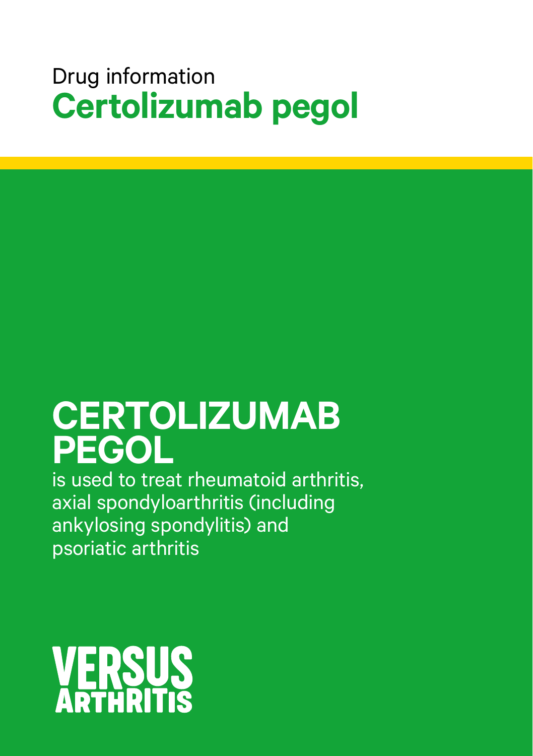Drug information

# Certolizumab pegol

## CERTOLIZUMAB PEGOL

is used to treat rheumatoid arthritis, axial spondyloarthritis (including ankylosing spondylitis) and psoriatic arthritis

VERSUS ARTHRITIS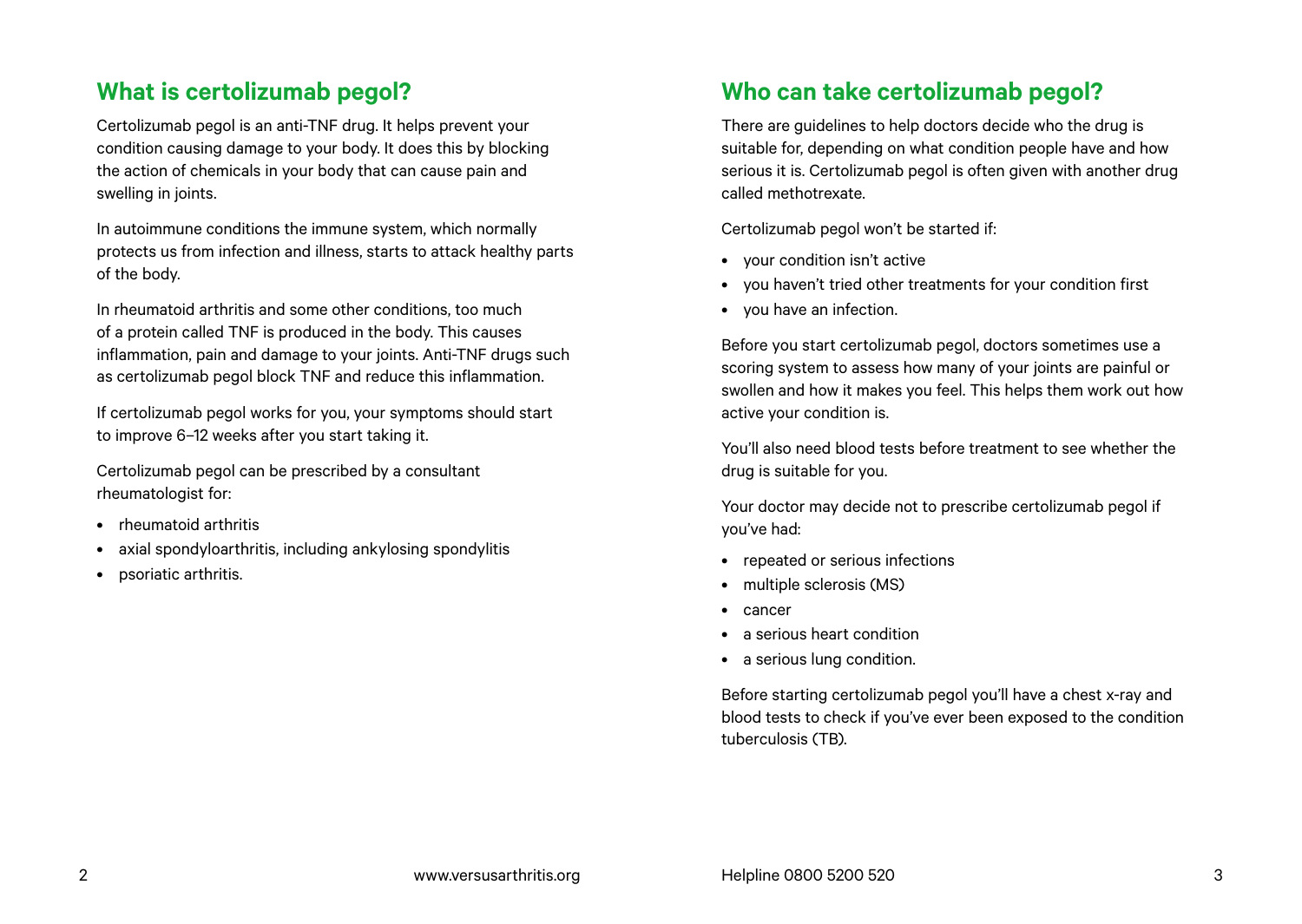## What is certolizumab pegol?

Certolizumab pegol is an anti-TNF drug. It helps prevent your condition causing damage to your body. It does this by blocking the action of chemicals in your body that can cause pain and swelling in joints.

In autoimmune conditions the immune system, which normally protects us from infection and illness, starts to attack healthy parts of the body.

In rheumatoid arthritis and some other conditions, too much of a protein called TNF is produced in the body. This causes inflammation, pain and damage to your joints. Anti-TNF drugs such as certolizumab pegol block TNF and reduce this inflammation.

If certolizumab pegol works for you, your symptoms should start to improve 6–12 weeks after you start taking it.

Certolizumab pegol can be prescribed by a consultant rheumatologist for:

- rheumatoid arthritis
- axial spondyloarthritis, including ankylosing spondylitis
- psoriatic arthritis.

## Who can take certolizumab pegol?

There are guidelines to help doctors decide who the drug is suitable for, depending on what condition people have and how serious it is. Certolizumab pegol is often given with another drug called methotrexate.

Certolizumab pegol won't be started if:

- your condition isn't active
- you haven't tried other treatments for your condition first
- you have an infection.

Before you start certolizumab pegol, doctors sometimes use a scoring system to assess how many of your joints are painful or swollen and how it makes you feel. This helps them work out how active your condition is.

You'll also need blood tests before treatment to see whether the drug is suitable for you.

Your doctor may decide not to prescribe certolizumab pegol if you've had:

- repeated or serious infections
- multiple sclerosis (MS)
- cancer
- a serious heart condition
- a serious lung condition.

Before starting certolizumab pegol you'll have a chest x-ray and blood tests to check if you've ever been exposed to the condition tuberculosis (TB).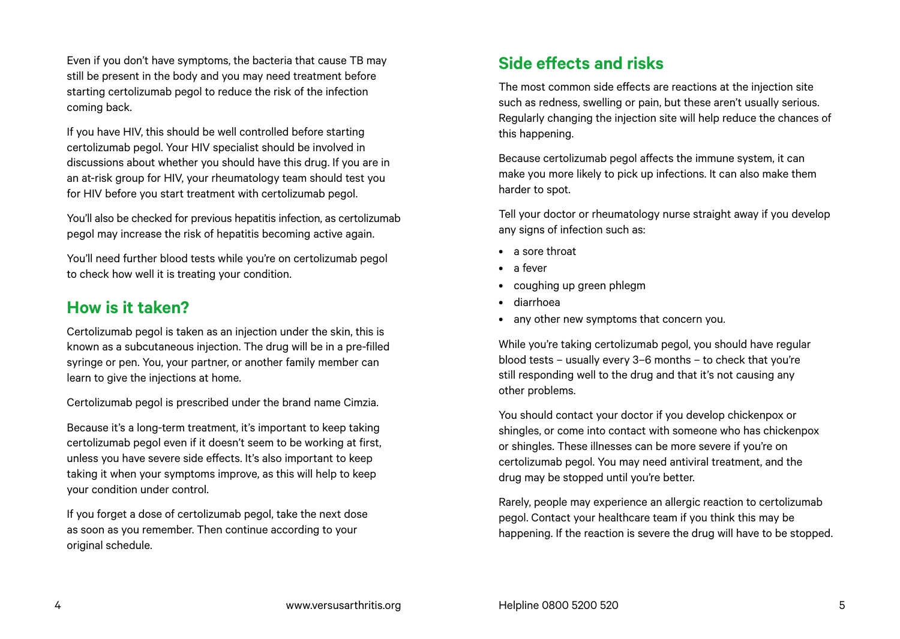Even if you don't have symptoms, the bacteria that cause TB may still be present in the body and you may need treatment before starting certolizumab pegol to reduce the risk of the infection coming back.

If you have HIV, this should be well controlled before starting certolizumab pegol. Your HIV specialist should be involved in discussions about whether you should have this drug. If you are in an at-risk group for HIV, your rheumatology team should test you for HIV before you start treatment with certolizumab pegol.

You'll also be checked for previous hepatitis infection, as certolizumab pegol may increase the risk of hepatitis becoming active again.

You'll need further blood tests while you're on certolizumab pegol to check how well it is treating your condition.

## How is it taken?

Certolizumab pegol is taken as an injection under the skin, this is known as a subcutaneous injection. The drug will be in a pre-filled syringe or pen. You, your partner, or another family member can learn to give the injections at home.

Certolizumab pegol is prescribed under the brand name Cimzia.

Because it's a long-term treatment, it's important to keep taking certolizumab pegol even if it doesn't seem to be working at first, unless you have severe side effects. It's also important to keep taking it when your symptoms improve, as this will help to keep your condition under control.

If you forget a dose of certolizumab pegol, take the next dose as soon as you remember. Then continue according to your original schedule.

## Side effects and risks

The most common side effects are reactions at the injection site such as redness, swelling or pain, but these aren't usually serious. Regularly changing the injection site will help reduce the chances of this happening.

Because certolizumab pegol affects the immune system, it can make you more likely to pick up infections. It can also make them harder to spot.

Tell your doctor or rheumatology nurse straight away if you develop any signs of infection such as:

- a sore throat
- a fever
- coughing up green phlegm
- diarrhoea
- any other new symptoms that concern you.

While you're taking certolizumab pegol, you should have regular blood tests – usually every 3–6 months – to check that you're still responding well to the drug and that it's not causing any other problems.

You should contact your doctor if you develop chickenpox or shingles, or come into contact with someone who has chickenpox or shingles. These illnesses can be more severe if you're on certolizumab pegol. You may need antiviral treatment, and the drug may be stopped until you're better.

Rarely, people may experience an allergic reaction to certolizumab pegol. Contact your healthcare team if you think this may be happening. If the reaction is severe the drug will have to be stopped.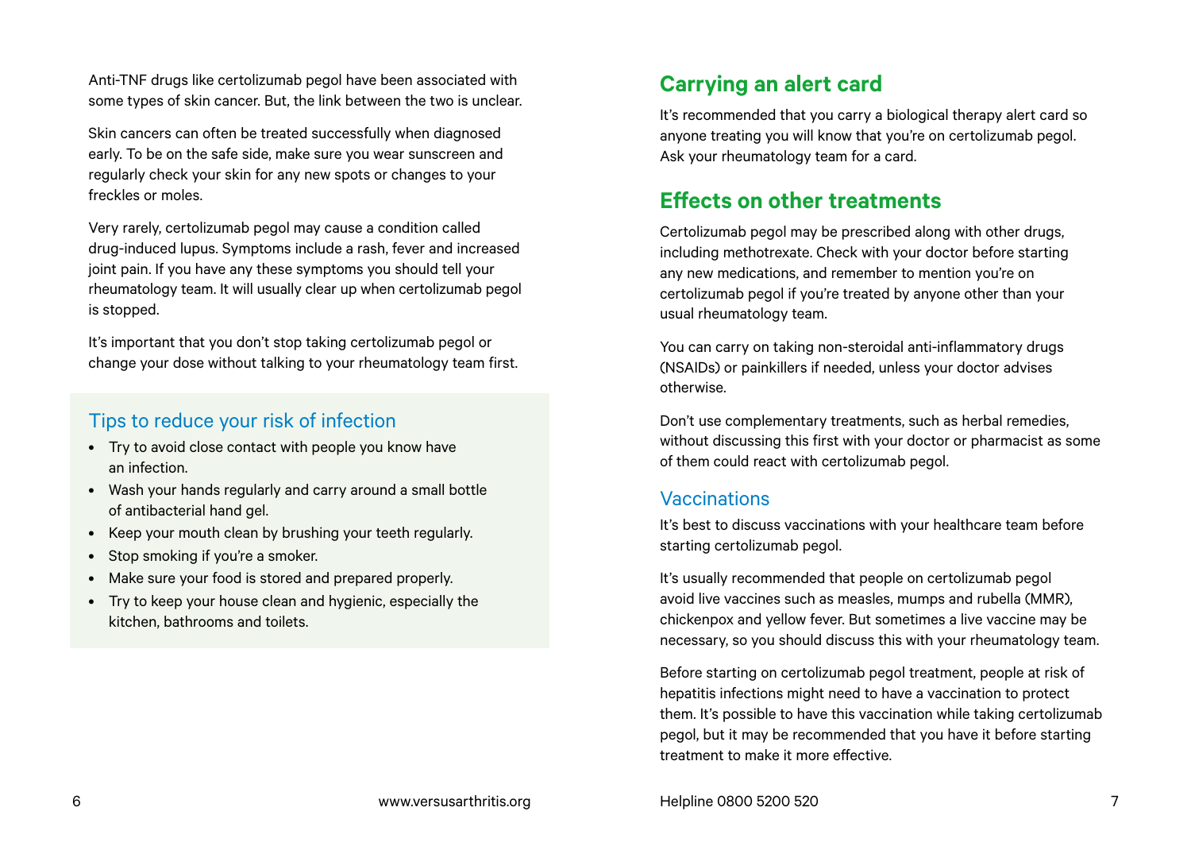Anti-TNF drugs like certolizumab pegol have been associated with some types of skin cancer. But, the link between the two is unclear.

Skin cancers can often be treated successfully when diagnosed early. To be on the safe side, make sure you wear sunscreen and regularly check your skin for any new spots or changes to your freckles or moles.

Very rarely, certolizumab pegol may cause a condition called drug-induced lupus. Symptoms include a rash, fever and increased joint pain. If you have any these symptoms you should tell your rheumatology team. It will usually clear up when certolizumab pegol is stopped.

It's important that you don't stop taking certolizumab pegol or change your dose without talking to your rheumatology team first.

### Tips to reduce your risk of infection

- Try to avoid close contact with people you know have an infection.
- Wash your hands regularly and carry around a small bottle of antibacterial hand gel.
- Keep your mouth clean by brushing your teeth regularly.
- Stop smoking if you're a smoker.
- Make sure your food is stored and prepared properly.
- Try to keep your house clean and hygienic, especially the kitchen, bathrooms and toilets.

## Carrying an alert card

It's recommended that you carry a biological therapy alert card so anyone treating you will know that you're on certolizumab pegol. Ask your rheumatology team for a card.

## Effects on other treatments

Certolizumab pegol may be prescribed along with other drugs, including methotrexate. Check with your doctor before starting any new medications, and remember to mention you're on certolizumab pegol if you're treated by anyone other than your usual rheumatology team.

You can carry on taking non-steroidal anti-inflammatory drugs (NSAIDs) or painkillers if needed, unless your doctor advises otherwise.

Don't use complementary treatments, such as herbal remedies, without discussing this first with your doctor or pharmacist as some of them could react with certolizumab pegol.

### Vaccinations

It's best to discuss vaccinations with your healthcare team before starting certolizumab pegol.

It's usually recommended that people on certolizumab pegol avoid live vaccines such as measles, mumps and rubella (MMR), chickenpox and yellow fever. But sometimes a live vaccine may be necessary, so you should discuss this with your rheumatology team.

Before starting on certolizumab pegol treatment, people at risk of hepatitis infections might need to have a vaccination to protect them. It's possible to have this vaccination while taking certolizumab pegol, but it may be recommended that you have it before starting treatment to make it more effective.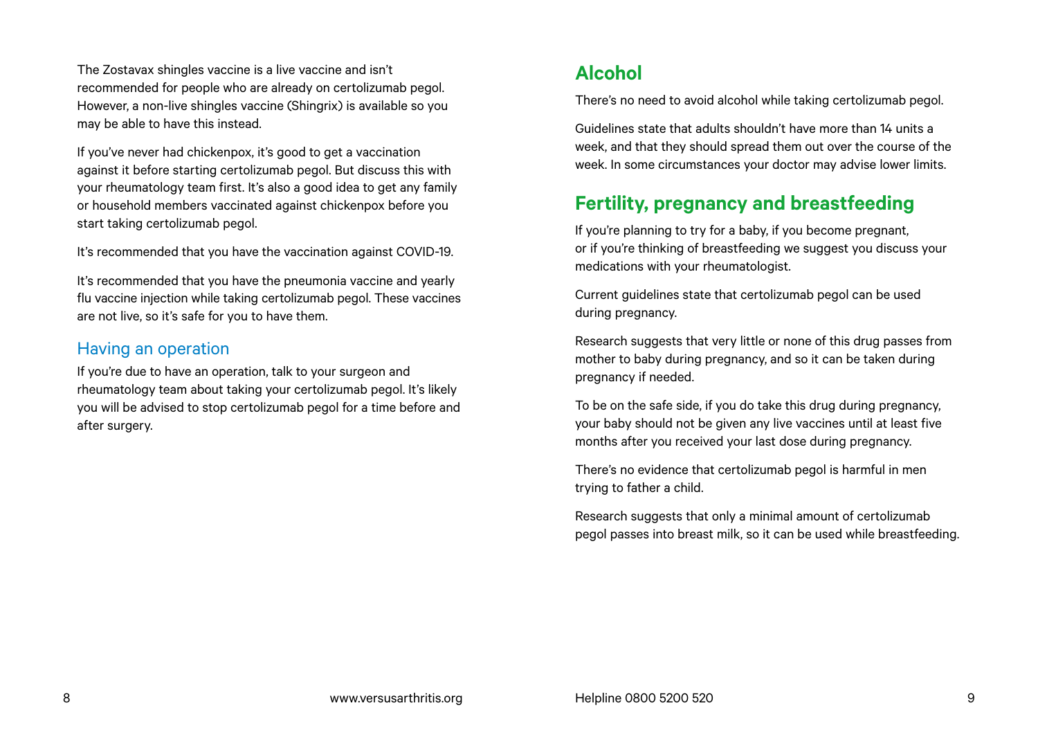The Zostavax shingles vaccine is a live vaccine and isn't recommended for people who are already on certolizumab pegol. However, a non-live shingles vaccine (Shingrix) is available so you may be able to have this instead.

If you've never had chickenpox, it's good to get a vaccination against it before starting certolizumab pegol. But discuss this with your rheumatology team first. It's also a good idea to get any family or household members vaccinated against chickenpox before you start taking certolizumab pegol.

It's recommended that you have the vaccination against COVID-19.

It's recommended that you have the pneumonia vaccine and yearly flu vaccine injection while taking certolizumab pegol. These vaccines are not live, so it's safe for you to have them.

### Having an operation

If you're due to have an operation, talk to your surgeon and rheumatology team about taking your certolizumab pegol. It's likely you will be advised to stop certolizumab pegol for a time before and after surgery.

## Alcohol

There's no need to avoid alcohol while taking certolizumab pegol.

Guidelines state that adults shouldn't have more than 14 units a week, and that they should spread them out over the course of the week. In some circumstances your doctor may advise lower limits.

## Fertility, pregnancy and breastfeeding

If you're planning to try for a baby, if you become pregnant, or if you're thinking of breastfeeding we suggest you discuss your medications with your rheumatologist.

Current guidelines state that certolizumab pegol can be used during pregnancy.

Research suggests that very little or none of this drug passes from mother to baby during pregnancy, and so it can be taken during pregnancy if needed.

To be on the safe side, if you do take this drug during pregnancy, your baby should not be given any live vaccines until at least five months after you received your last dose during pregnancy.

There's no evidence that certolizumab pegol is harmful in men trying to father a child.

Research suggests that only a minimal amount of certolizumab pegol passes into breast milk, so it can be used while breastfeeding.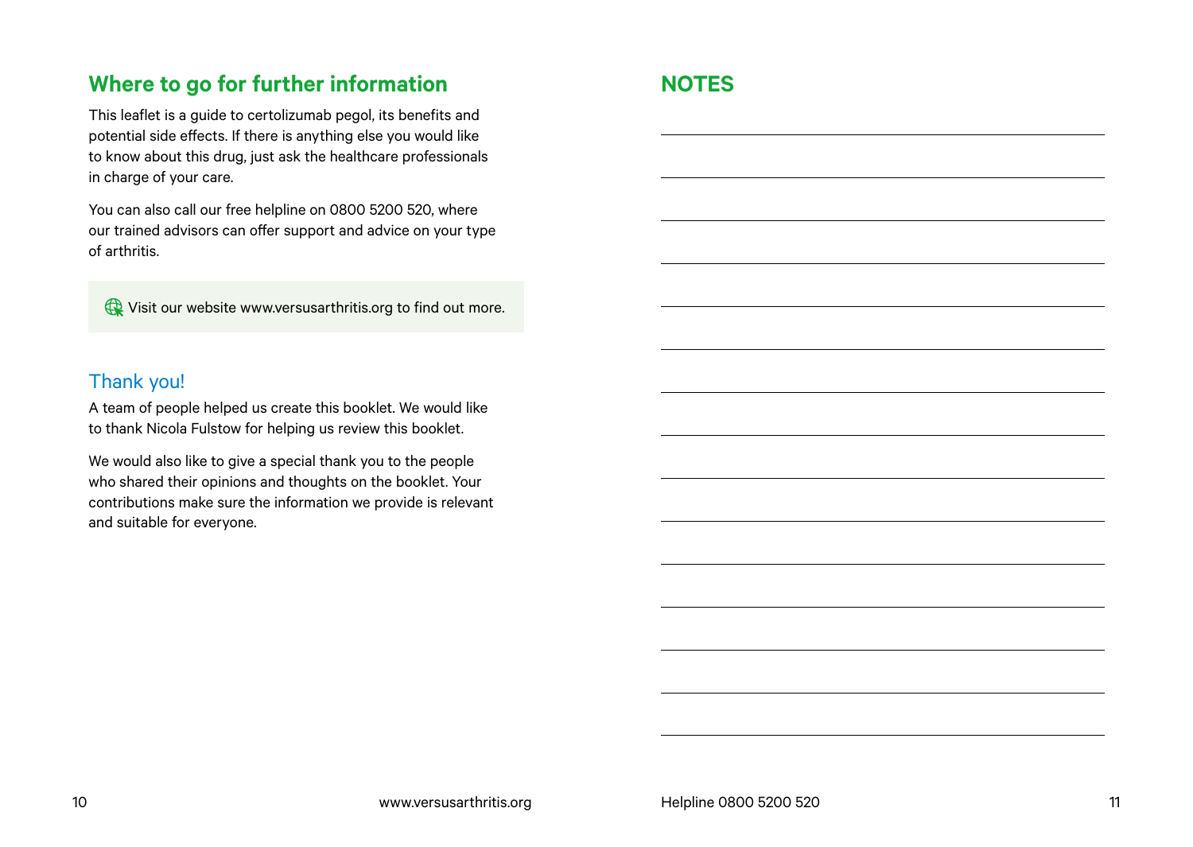## Where to go for further information

This leaflet is a guide to certolizumab pegol, its benefits and potential side effects. If there is anything else you would like to know about this drug, just ask the healthcare professionals in charge of your care.

You can also call our free helpline on 0800 5200 520, where our trained advisors can offer support and advice on your type of arthritis.

Visit our website www.versusarthritis.org to find out more.

### Thank you!

A team of people helped us create this booklet. We would like to thank Nicola Fulstow for helping us review this booklet.

We would also like to give a special thank you to the people who shared their opinions and thoughts on the booklet. Your contributions make sure the information we provide is relevant and suitable for everyone.

## NOTES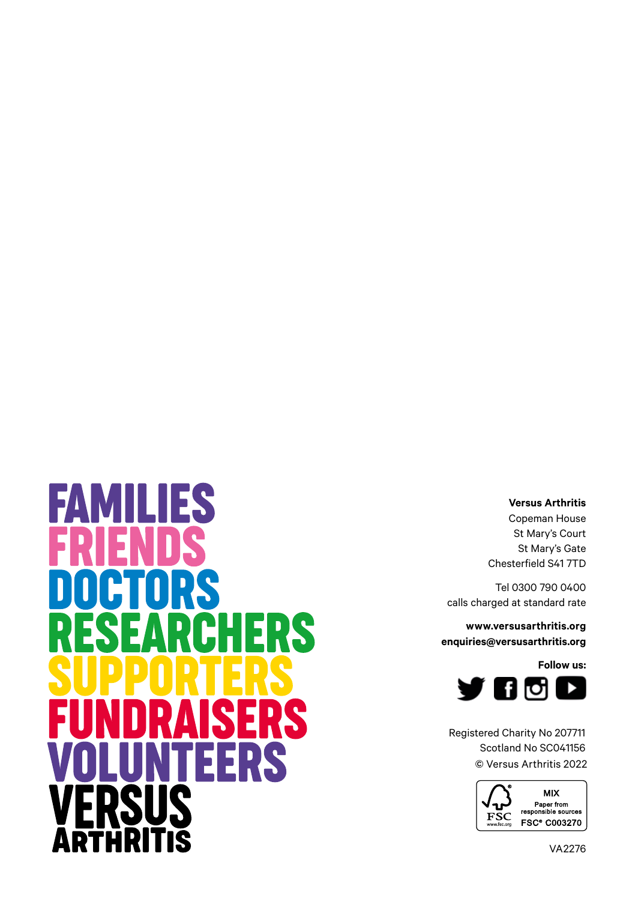FAMILIES
FRIENDS
DOCTORS
RESEARCHERS
SUPPORTERS
FUNDRAISERS
VOLUNTEERS
VERSUS
ARTHRITIS

**Versus Arthritis**
Copeman House
St Mary's Court
St Mary's Gate
Chesterfield S41 7TD

Tel 0300 790 0400
calls charged at standard rate

**www.versusarthritis.org**
**enquiries@versusarthritis.org**

**Follow us:**

Registered Charity No 207711
Scotland No SC041156
© Versus Arthritis 2022

FSC www.fsc.org
MIX
Paper from responsible sources
FSC® C003270

VA2276